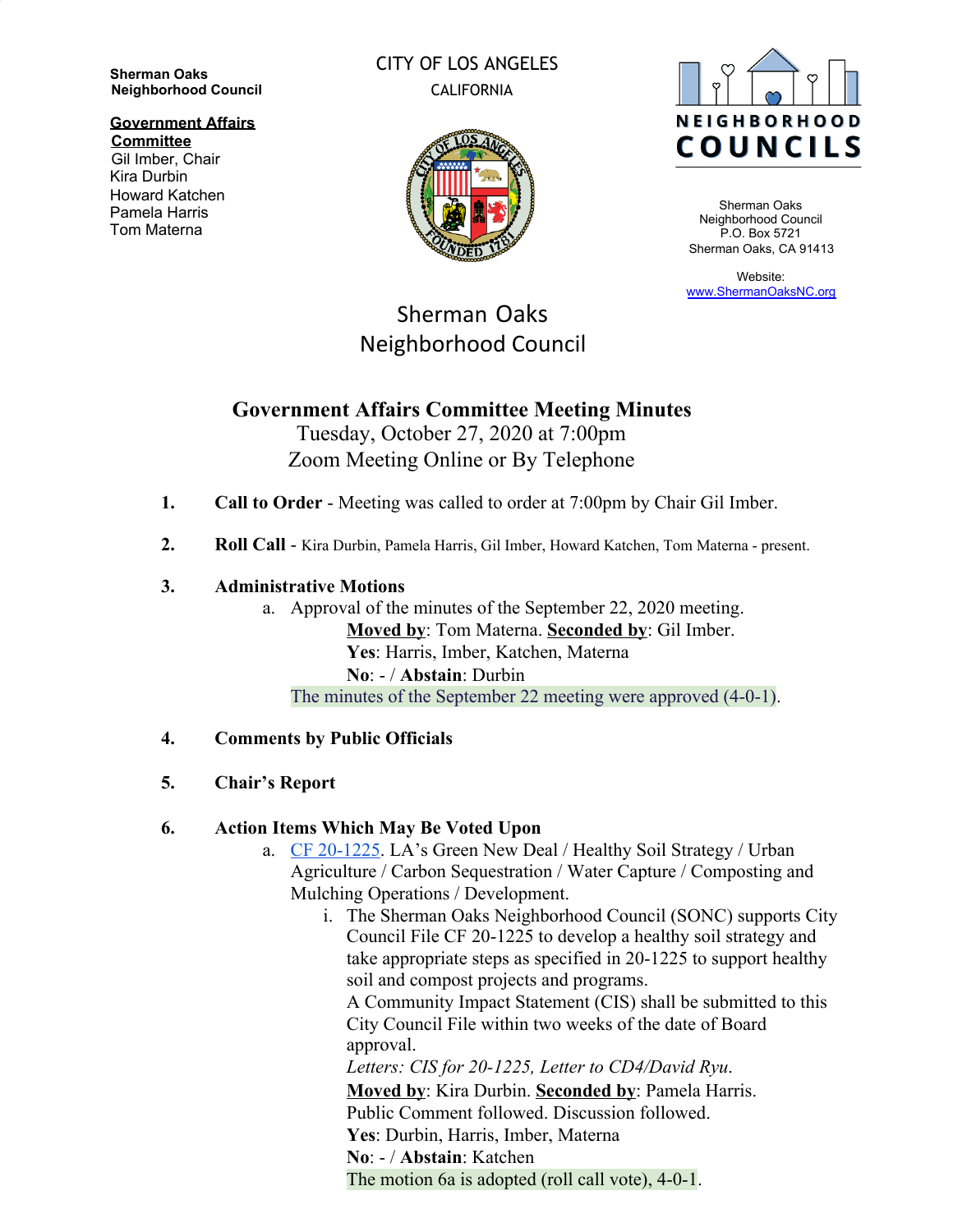**Sherman Oaks Neighborhood Council**

**Government Affairs Committee**
Gil Imber, Chair
Kira Durbin
Howard Katchen
Pamela Harris
Tom Materna

CITY OF LOS ANGELES
CALIFORNIA

NEIGHBORHOOD COUNCILS

Sherman Oaks
Neighborhood Council
P.O. Box 5721
Sherman Oaks, CA 91413

Website:
www.ShermanOaksNC.org

Sherman Oaks
Neighborhood Council

# Government Affairs Committee Meeting Minutes

Tuesday, October 27, 2020 at 7:00pm
Zoom Meeting Online or By Telephone

1. **Call to Order** - Meeting was called to order at 7:00pm by Chair Gil Imber.

2. **Roll Call** - Kira Durbin, Pamela Harris, Gil Imber, Howard Katchen, Tom Materna - present.

3. **Administrative Motions**
   a. Approval of the minutes of the September 22, 2020 meeting.
      **Moved by**: Tom Materna. **Seconded by**: Gil Imber.
      **Yes**: Harris, Imber, Katchen, Materna
      **No**: - / **Abstain**: Durbin
   The minutes of the September 22 meeting were approved (4-0-1).

4. **Comments by Public Officials**

5. **Chair's Report**

6. **Action Items Which May Be Voted Upon**
   a. CF 20-1225. LA's Green New Deal / Healthy Soil Strategy / Urban Agriculture / Carbon Sequestration / Water Capture / Composting and Mulching Operations / Development.
      i. The Sherman Oaks Neighborhood Council (SONC) supports City Council File CF 20-1225 to develop a healthy soil strategy and take appropriate steps as specified in 20-1225 to support healthy soil and compost projects and programs.
      A Community Impact Statement (CIS) shall be submitted to this City Council File within two weeks of the date of Board approval.
      *Letters: CIS for 20-1225, Letter to CD4/David Ryu.*
      **Moved by**: Kira Durbin. **Seconded by**: Pamela Harris.
      Public Comment followed. Discussion followed.
      **Yes**: Durbin, Harris, Imber, Materna
      **No**: - / **Abstain**: Katchen
      The motion 6a is adopted (roll call vote), 4-0-1.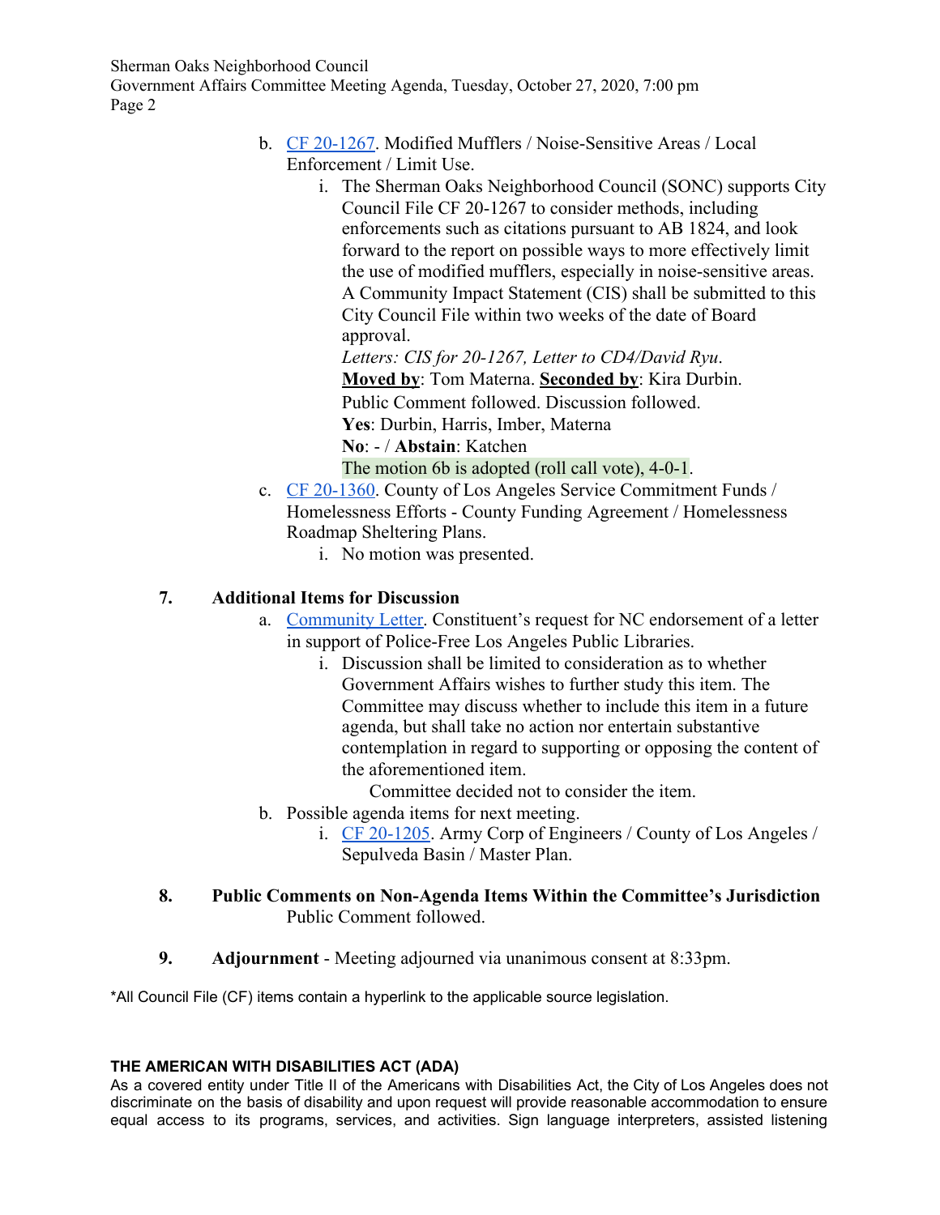b. [CF 20-1267](). Modified Mufflers / Noise-Sensitive Areas / Local Enforcement / Limit Use.

   i. The Sherman Oaks Neighborhood Council (SONC) supports City Council File CF 20-1267 to consider methods, including enforcements such as citations pursuant to AB 1824, and look forward to the report on possible ways to more effectively limit the use of modified mufflers, especially in noise-sensitive areas. A Community Impact Statement (CIS) shall be submitted to this City Council File within two weeks of the date of Board approval.

   *Letters: CIS for 20-1267, Letter to CD4/David Ryu.*

   **Moved by**: Tom Materna. **Seconded by**: Kira Durbin.

   Public Comment followed. Discussion followed.

   **Yes**: Durbin, Harris, Imber, Materna

   **No**: - / **Abstain**: Katchen

   The motion 6b is adopted (roll call vote), 4-0-1.

c. [CF 20-1360](). County of Los Angeles Service Commitment Funds / Homelessness Efforts - County Funding Agreement / Homelessness Roadmap Sheltering Plans.

   i. No motion was presented.

**7. Additional Items for Discussion**

a. [Community Letter](). Constituent's request for NC endorsement of a letter in support of Police-Free Los Angeles Public Libraries.

   i. Discussion shall be limited to consideration as to whether Government Affairs wishes to further study this item. The Committee may discuss whether to include this item in a future agenda, but shall take no action nor entertain substantive contemplation in regard to supporting or opposing the content of the aforementioned item.

   Committee decided not to consider the item.

b. Possible agenda items for next meeting.

   i. [CF 20-1205](). Army Corp of Engineers / County of Los Angeles / Sepulveda Basin / Master Plan.

**8. Public Comments on Non-Agenda Items Within the Committee's Jurisdiction**

Public Comment followed.

**9. Adjournment** - Meeting adjourned via unanimous consent at 8:33pm.

*All Council File (CF) items contain a hyperlink to the applicable source legislation.

**THE AMERICAN WITH DISABILITIES ACT (ADA)**

As a covered entity under Title II of the Americans with Disabilities Act, the City of Los Angeles does not discriminate on the basis of disability and upon request will provide reasonable accommodation to ensure equal access to its programs, services, and activities. Sign language interpreters, assisted listening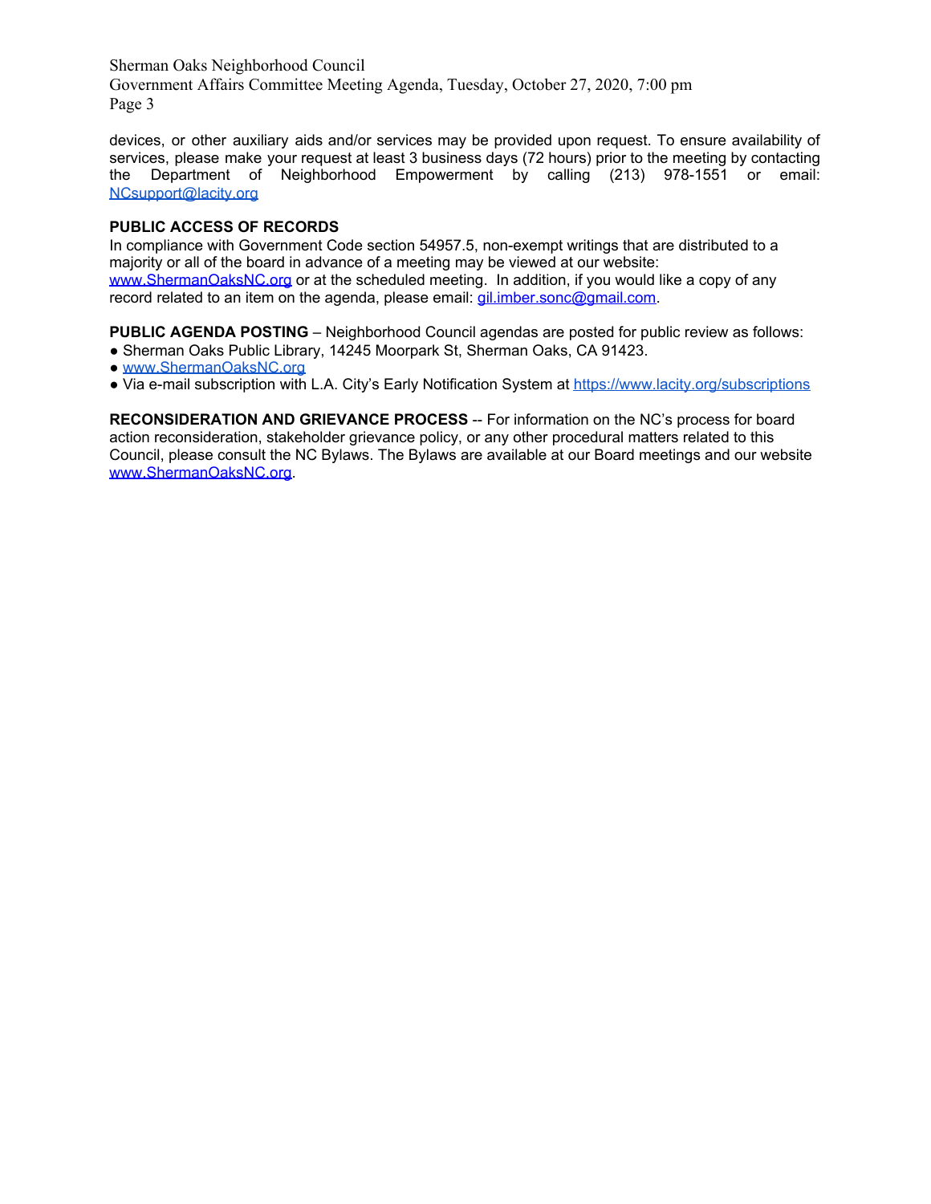devices, or other auxiliary aids and/or services may be provided upon request. To ensure availability of services, please make your request at least 3 business days (72 hours) prior to the meeting by contacting the Department of Neighborhood Empowerment by calling (213) 978-1551 or email: NCsupport@lacity.org

**PUBLIC ACCESS OF RECORDS**
In compliance with Government Code section 54957.5, non-exempt writings that are distributed to a majority or all of the board in advance of a meeting may be viewed at our website: www.ShermanOaksNC.org or at the scheduled meeting. In addition, if you would like a copy of any record related to an item on the agenda, please email: gil.imber.sonc@gmail.com.

**PUBLIC AGENDA POSTING** – Neighborhood Council agendas are posted for public review as follows:

- Sherman Oaks Public Library, 14245 Moorpark St, Sherman Oaks, CA 91423.
- www.ShermanOaksNC.org
- Via e-mail subscription with L.A. City's Early Notification System at https://www.lacity.org/subscriptions

**RECONSIDERATION AND GRIEVANCE PROCESS** -- For information on the NC's process for board action reconsideration, stakeholder grievance policy, or any other procedural matters related to this Council, please consult the NC Bylaws. The Bylaws are available at our Board meetings and our website www.ShermanOaksNC.org.